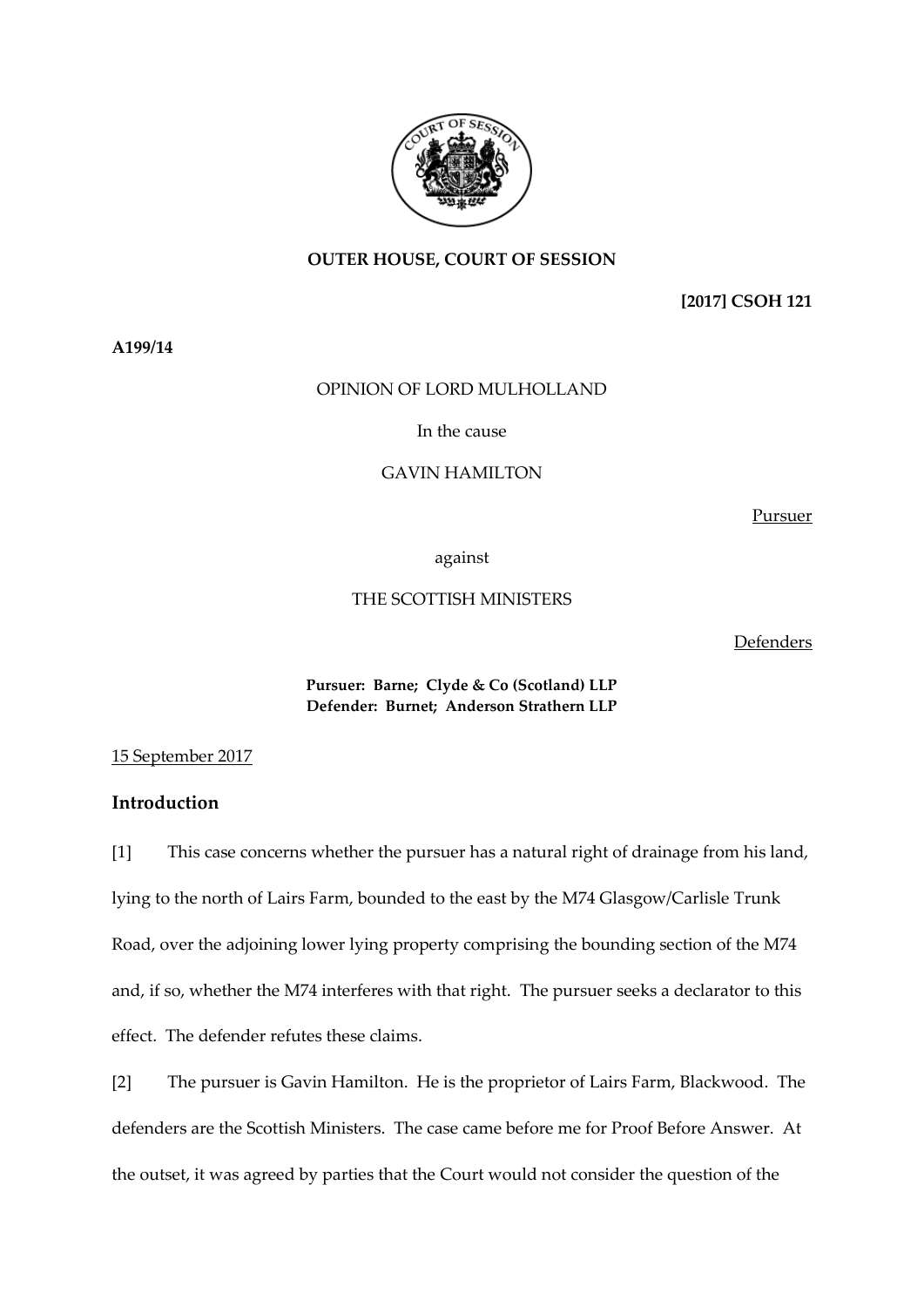**OUTER HOUSE, COURT OF SESSION**

**[2017] CSOH 121**

**A199/14**

OPINION OF LORD MULHOLLAND

In the cause

GAVIN HAMILTON

Pursuer

against

THE SCOTTISH MINISTERS

Defenders

**Pursuer: Barne; Clyde & Co (Scotland) LLP**
**Defender: Burnet; Anderson Strathern LLP**

15 September 2017

## Introduction

[1] This case concerns whether the pursuer has a natural right of drainage from his land, lying to the north of Lairs Farm, bounded to the east by the M74 Glasgow/Carlisle Trunk Road, over the adjoining lower lying property comprising the bounding section of the M74 and, if so, whether the M74 interferes with that right. The pursuer seeks a declarator to this effect. The defender refutes these claims.

[2] The pursuer is Gavin Hamilton. He is the proprietor of Lairs Farm, Blackwood. The defenders are the Scottish Ministers. The case came before me for Proof Before Answer. At the outset, it was agreed by parties that the Court would not consider the question of the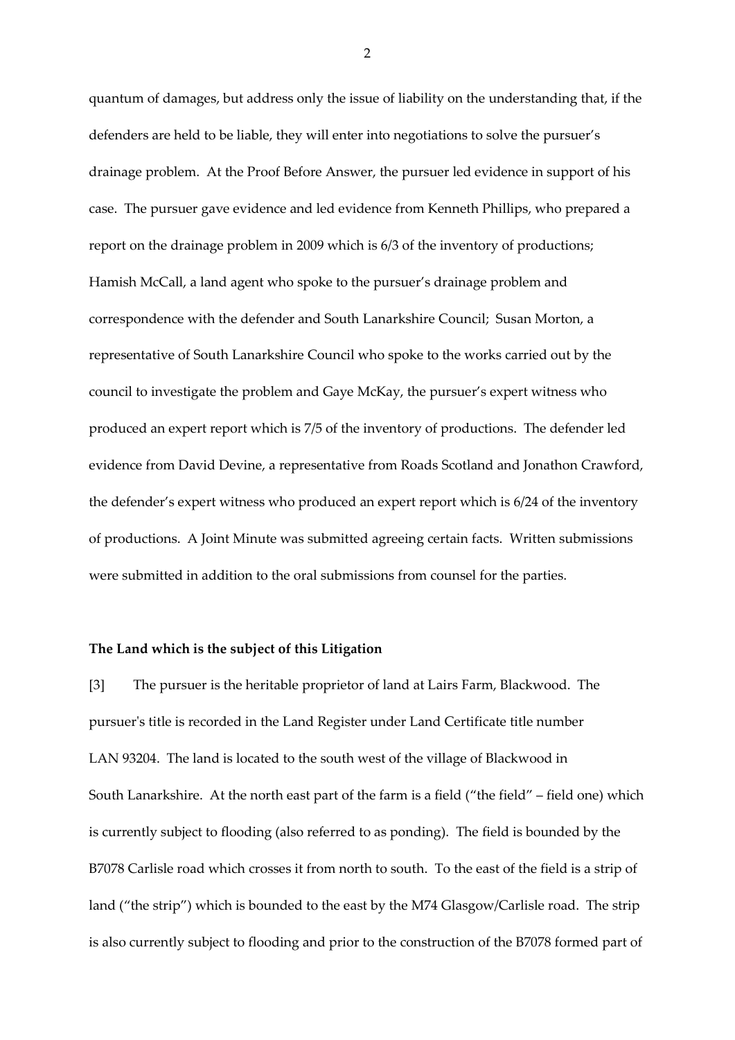quantum of damages, but address only the issue of liability on the understanding that, if the defenders are held to be liable, they will enter into negotiations to solve the pursuer's drainage problem. At the Proof Before Answer, the pursuer led evidence in support of his case. The pursuer gave evidence and led evidence from Kenneth Phillips, who prepared a report on the drainage problem in 2009 which is 6/3 of the inventory of productions; Hamish McCall, a land agent who spoke to the pursuer's drainage problem and correspondence with the defender and South Lanarkshire Council; Susan Morton, a representative of South Lanarkshire Council who spoke to the works carried out by the council to investigate the problem and Gaye McKay, the pursuer's expert witness who produced an expert report which is 7/5 of the inventory of productions. The defender led evidence from David Devine, a representative from Roads Scotland and Jonathon Crawford, the defender's expert witness who produced an expert report which is 6/24 of the inventory of productions. A Joint Minute was submitted agreeing certain facts. Written submissions were submitted in addition to the oral submissions from counsel for the parties.

**The Land which is the subject of this Litigation**

[3] The pursuer is the heritable proprietor of land at Lairs Farm, Blackwood. The pursuer's title is recorded in the Land Register under Land Certificate title number LAN 93204. The land is located to the south west of the village of Blackwood in South Lanarkshire. At the north east part of the farm is a field ("the field" – field one) which is currently subject to flooding (also referred to as ponding). The field is bounded by the B7078 Carlisle road which crosses it from north to south. To the east of the field is a strip of land ("the strip") which is bounded to the east by the M74 Glasgow/Carlisle road. The strip is also currently subject to flooding and prior to the construction of the B7078 formed part of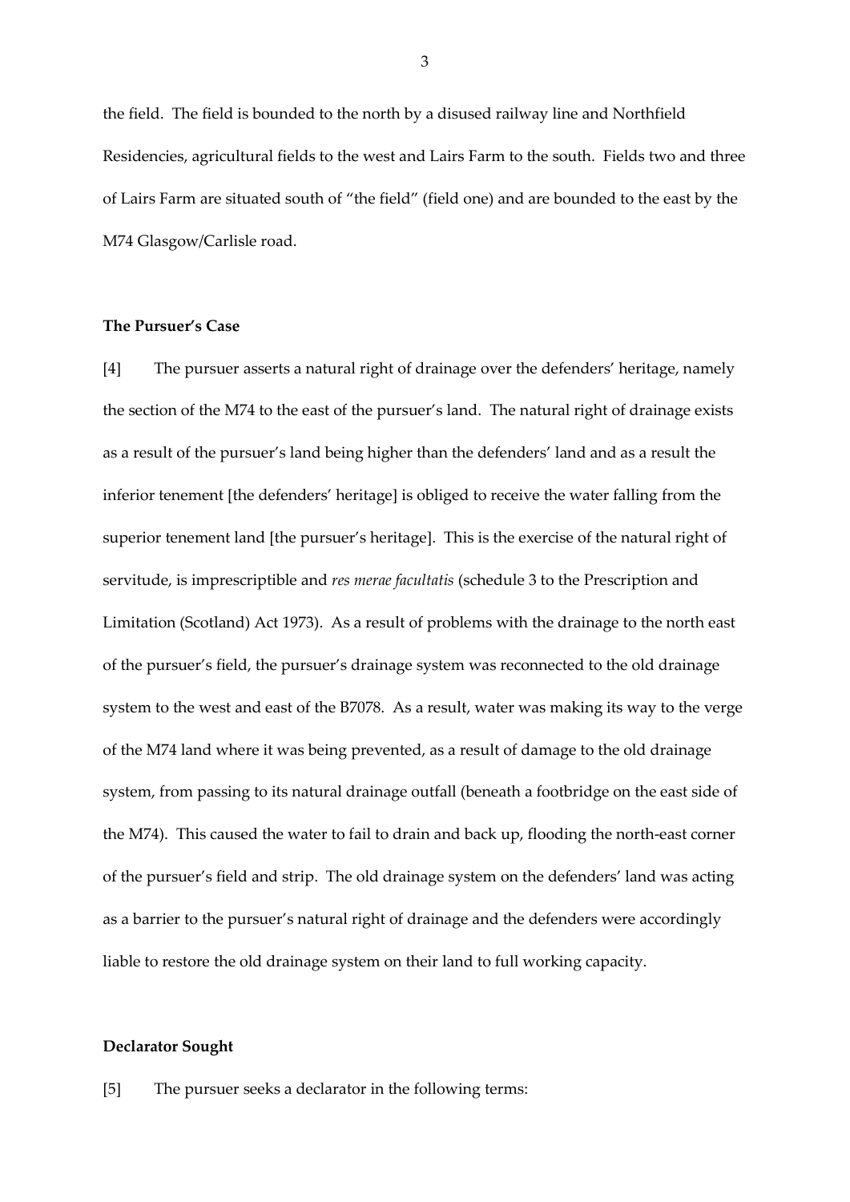the field. The field is bounded to the north by a disused railway line and Northfield Residencies, agricultural fields to the west and Lairs Farm to the south. Fields two and three of Lairs Farm are situated south of "the field" (field one) and are bounded to the east by the M74 Glasgow/Carlisle road.

**The Pursuer's Case**

[4] The pursuer asserts a natural right of drainage over the defenders' heritage, namely the section of the M74 to the east of the pursuer's land. The natural right of drainage exists as a result of the pursuer's land being higher than the defenders' land and as a result the inferior tenement [the defenders' heritage] is obliged to receive the water falling from the superior tenement land [the pursuer's heritage]. This is the exercise of the natural right of servitude, is imprescriptible and *res merae facultatis* (schedule 3 to the Prescription and Limitation (Scotland) Act 1973). As a result of problems with the drainage to the north east of the pursuer's field, the pursuer's drainage system was reconnected to the old drainage system to the west and east of the B7078. As a result, water was making its way to the verge of the M74 land where it was being prevented, as a result of damage to the old drainage system, from passing to its natural drainage outfall (beneath a footbridge on the east side of the M74). This caused the water to fail to drain and back up, flooding the north-east corner of the pursuer's field and strip. The old drainage system on the defenders' land was acting as a barrier to the pursuer's natural right of drainage and the defenders were accordingly liable to restore the old drainage system on their land to full working capacity.

**Declarator Sought**

[5] The pursuer seeks a declarator in the following terms: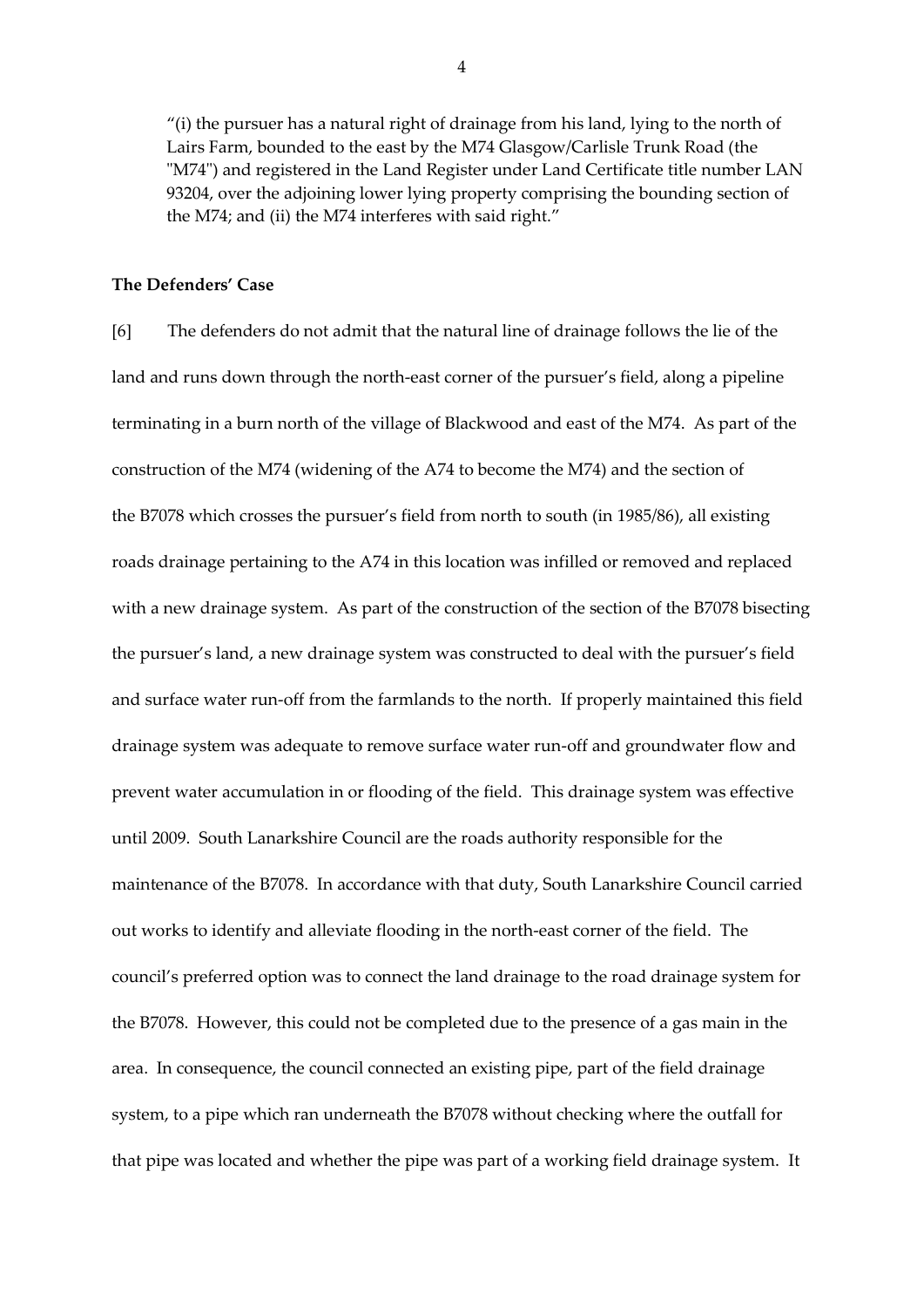"(i) the pursuer has a natural right of drainage from his land, lying to the north of Lairs Farm, bounded to the east by the M74 Glasgow/Carlisle Trunk Road (the "M74") and registered in the Land Register under Land Certificate title number LAN 93204, over the adjoining lower lying property comprising the bounding section of the M74; and (ii) the M74 interferes with said right."

**The Defenders' Case**

[6] The defenders do not admit that the natural line of drainage follows the lie of the land and runs down through the north-east corner of the pursuer's field, along a pipeline terminating in a burn north of the village of Blackwood and east of the M74. As part of the construction of the M74 (widening of the A74 to become the M74) and the section of the B7078 which crosses the pursuer's field from north to south (in 1985/86), all existing roads drainage pertaining to the A74 in this location was infilled or removed and replaced with a new drainage system. As part of the construction of the section of the B7078 bisecting the pursuer's land, a new drainage system was constructed to deal with the pursuer's field and surface water run-off from the farmlands to the north. If properly maintained this field drainage system was adequate to remove surface water run-off and groundwater flow and prevent water accumulation in or flooding of the field. This drainage system was effective until 2009. South Lanarkshire Council are the roads authority responsible for the maintenance of the B7078. In accordance with that duty, South Lanarkshire Council carried out works to identify and alleviate flooding in the north-east corner of the field. The council's preferred option was to connect the land drainage to the road drainage system for the B7078. However, this could not be completed due to the presence of a gas main in the area. In consequence, the council connected an existing pipe, part of the field drainage system, to a pipe which ran underneath the B7078 without checking where the outfall for that pipe was located and whether the pipe was part of a working field drainage system. It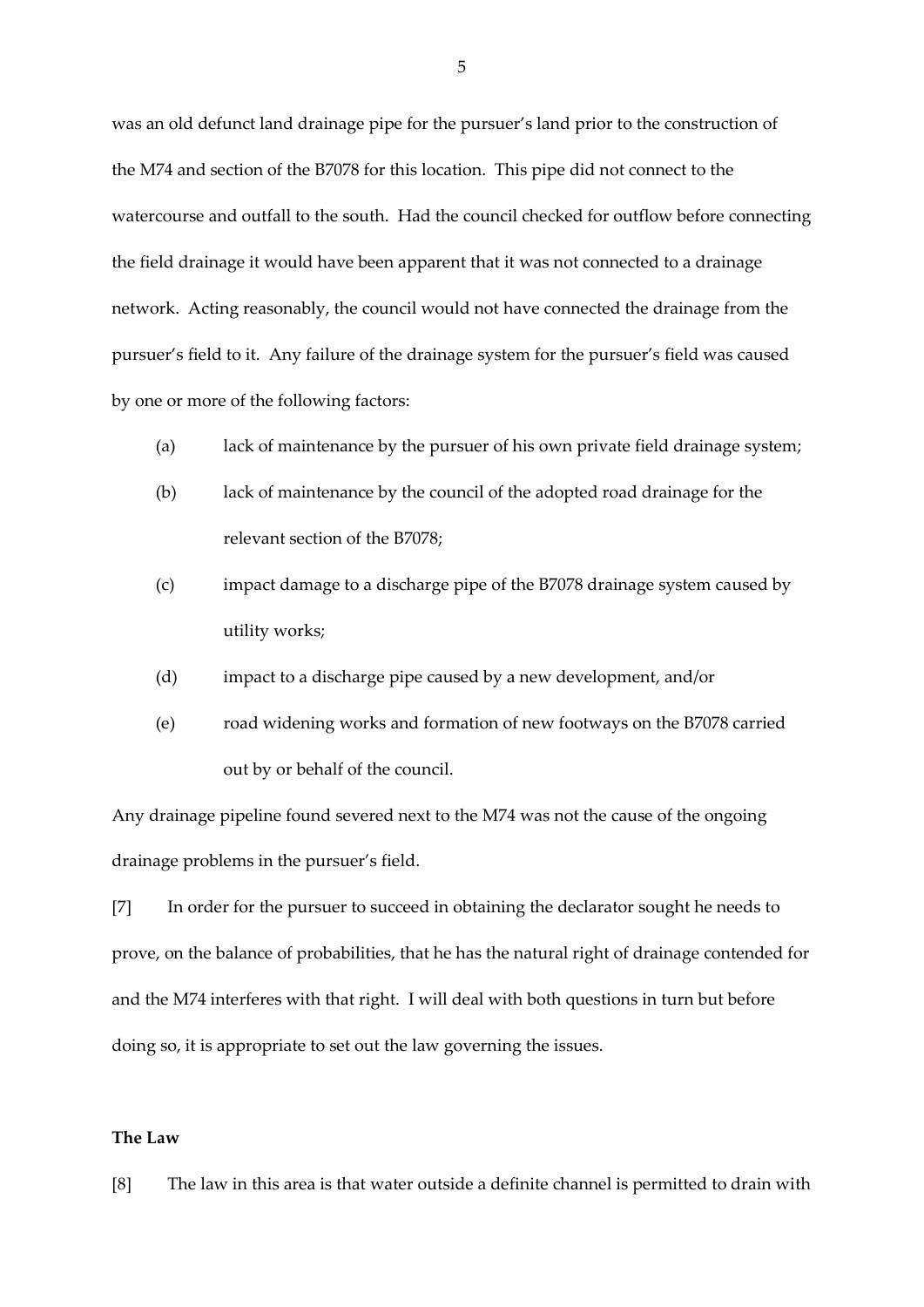was an old defunct land drainage pipe for the pursuer's land prior to the construction of the M74 and section of the B7078 for this location. This pipe did not connect to the watercourse and outfall to the south. Had the council checked for outflow before connecting the field drainage it would have been apparent that it was not connected to a drainage network. Acting reasonably, the council would not have connected the drainage from the pursuer's field to it. Any failure of the drainage system for the pursuer's field was caused by one or more of the following factors:

(a) lack of maintenance by the pursuer of his own private field drainage system;

(b) lack of maintenance by the council of the adopted road drainage for the relevant section of the B7078;

(c) impact damage to a discharge pipe of the B7078 drainage system caused by utility works;

(d) impact to a discharge pipe caused by a new development, and/or

(e) road widening works and formation of new footways on the B7078 carried out by or behalf of the council.

Any drainage pipeline found severed next to the M74 was not the cause of the ongoing drainage problems in the pursuer's field.

[7] In order for the pursuer to succeed in obtaining the declarator sought he needs to prove, on the balance of probabilities, that he has the natural right of drainage contended for and the M74 interferes with that right. I will deal with both questions in turn but before doing so, it is appropriate to set out the law governing the issues.

**The Law**

[8] The law in this area is that water outside a definite channel is permitted to drain with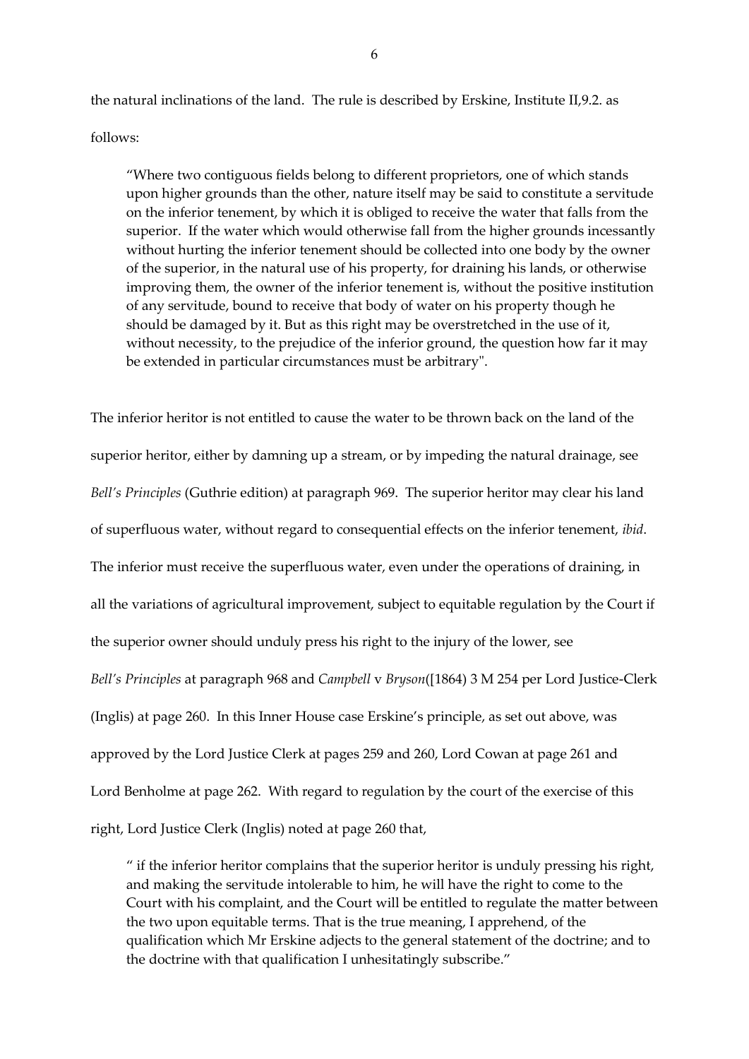the natural inclinations of the land. The rule is described by Erskine, Institute II,9.2. as follows:

> "Where two contiguous fields belong to different proprietors, one of which stands upon higher grounds than the other, nature itself may be said to constitute a servitude on the inferior tenement, by which it is obliged to receive the water that falls from the superior. If the water which would otherwise fall from the higher grounds incessantly without hurting the inferior tenement should be collected into one body by the owner of the superior, in the natural use of his property, for draining his lands, or otherwise improving them, the owner of the inferior tenement is, without the positive institution of any servitude, bound to receive that body of water on his property though he should be damaged by it. But as this right may be overstretched in the use of it, without necessity, to the prejudice of the inferior ground, the question how far it may be extended in particular circumstances must be arbitrary".

The inferior heritor is not entitled to cause the water to be thrown back on the land of the superior heritor, either by damning up a stream, or by impeding the natural drainage, see *Bell's Principles* (Guthrie edition) at paragraph 969. The superior heritor may clear his land of superfluous water, without regard to consequential effects on the inferior tenement, *ibid*. The inferior must receive the superfluous water, even under the operations of draining, in all the variations of agricultural improvement, subject to equitable regulation by the Court if the superior owner should unduly press his right to the injury of the lower, see *Bell's Principles* at paragraph 968 and *Campbell* v *Bryson*([1864) 3 M 254 per Lord Justice-Clerk (Inglis) at page 260. In this Inner House case Erskine's principle, as set out above, was approved by the Lord Justice Clerk at pages 259 and 260, Lord Cowan at page 261 and Lord Benholme at page 262. With regard to regulation by the court of the exercise of this right, Lord Justice Clerk (Inglis) noted at page 260 that,

> " if the inferior heritor complains that the superior heritor is unduly pressing his right, and making the servitude intolerable to him, he will have the right to come to the Court with his complaint, and the Court will be entitled to regulate the matter between the two upon equitable terms. That is the true meaning, I apprehend, of the qualification which Mr Erskine adjects to the general statement of the doctrine; and to the doctrine with that qualification I unhesitatingly subscribe."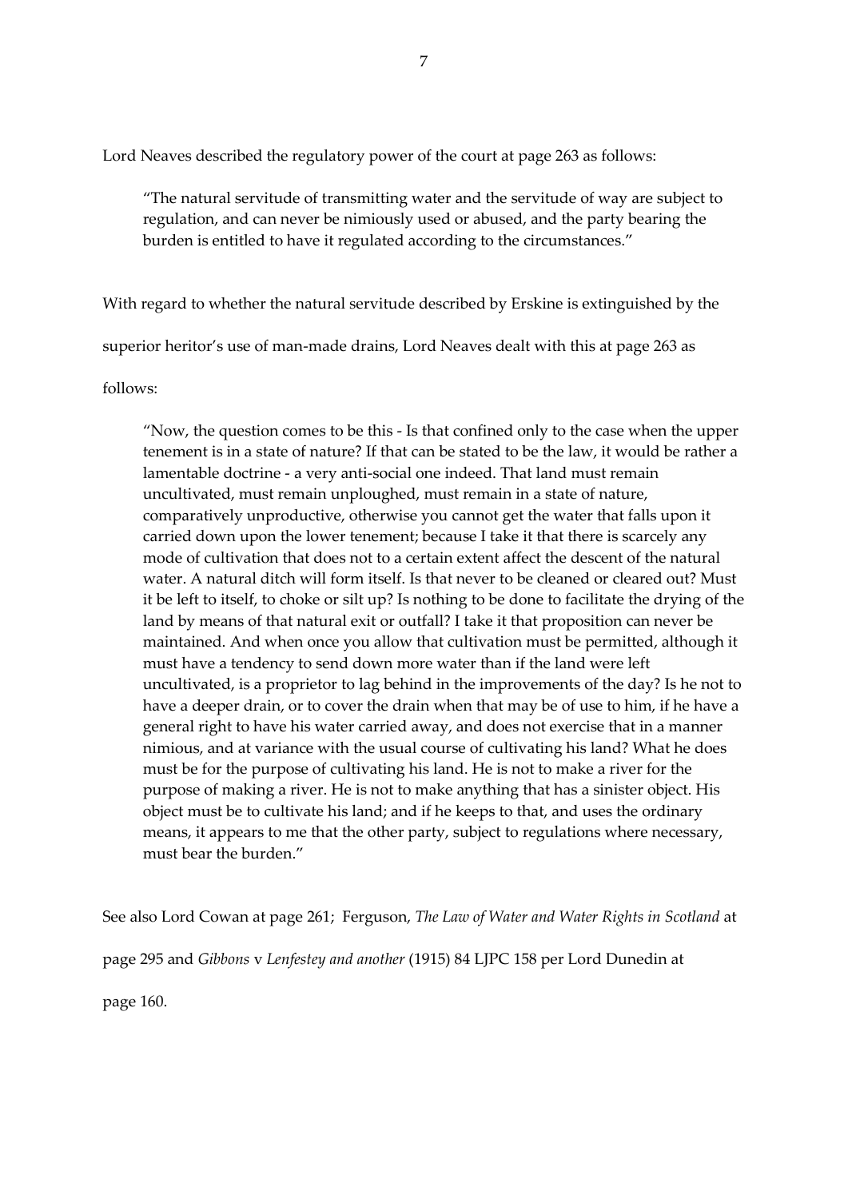Lord Neaves described the regulatory power of the court at page 263 as follows:

> "The natural servitude of transmitting water and the servitude of way are subject to regulation, and can never be nimiously used or abused, and the party bearing the burden is entitled to have it regulated according to the circumstances."

With regard to whether the natural servitude described by Erskine is extinguished by the superior heritor's use of man-made drains, Lord Neaves dealt with this at page 263 as follows:

> "Now, the question comes to be this - Is that confined only to the case when the upper tenement is in a state of nature? If that can be stated to be the law, it would be rather a lamentable doctrine - a very anti-social one indeed. That land must remain uncultivated, must remain unploughed, must remain in a state of nature, comparatively unproductive, otherwise you cannot get the water that falls upon it carried down upon the lower tenement; because I take it that there is scarcely any mode of cultivation that does not to a certain extent affect the descent of the natural water. A natural ditch will form itself. Is that never to be cleaned or cleared out? Must it be left to itself, to choke or silt up? Is nothing to be done to facilitate the drying of the land by means of that natural exit or outfall? I take it that proposition can never be maintained. And when once you allow that cultivation must be permitted, although it must have a tendency to send down more water than if the land were left uncultivated, is a proprietor to lag behind in the improvements of the day? Is he not to have a deeper drain, or to cover the drain when that may be of use to him, if he have a general right to have his water carried away, and does not exercise that in a manner nimious, and at variance with the usual course of cultivating his land? What he does must be for the purpose of cultivating his land. He is not to make a river for the purpose of making a river. He is not to make anything that has a sinister object. His object must be to cultivate his land; and if he keeps to that, and uses the ordinary means, it appears to me that the other party, subject to regulations where necessary, must bear the burden."

See also Lord Cowan at page 261; Ferguson, *The Law of Water and Water Rights in Scotland* at page 295 and *Gibbons* v *Lenfestey and another* (1915) 84 LJPC 158 per Lord Dunedin at page 160.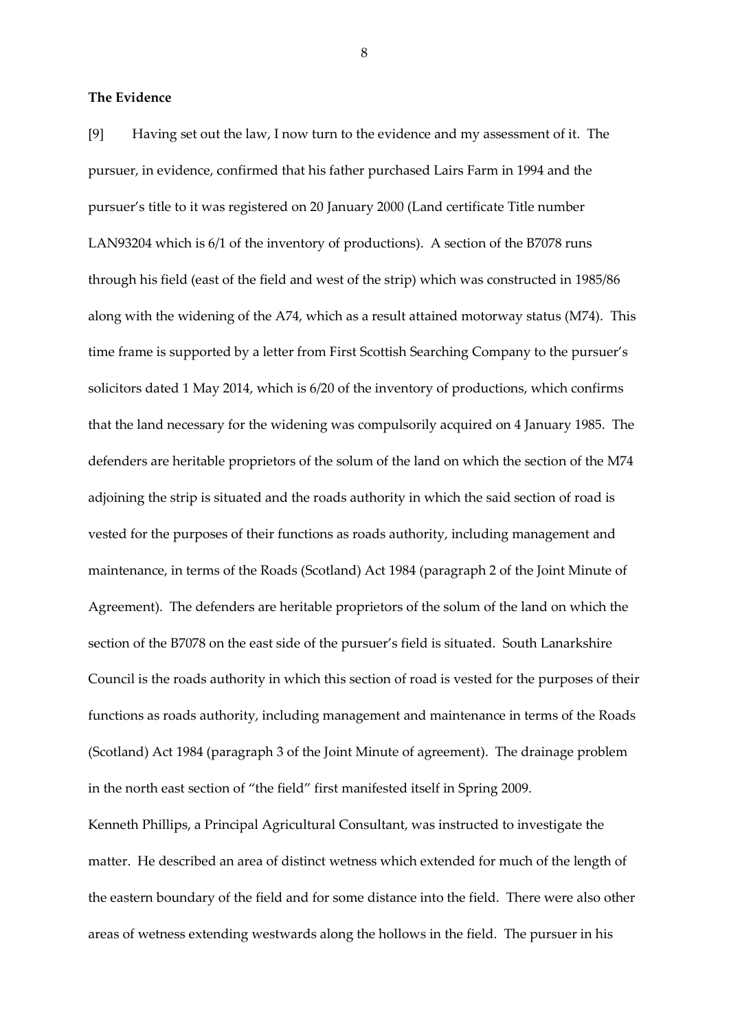**The Evidence**

[9] Having set out the law, I now turn to the evidence and my assessment of it. The pursuer, in evidence, confirmed that his father purchased Lairs Farm in 1994 and the pursuer's title to it was registered on 20 January 2000 (Land certificate Title number LAN93204 which is 6/1 of the inventory of productions). A section of the B7078 runs through his field (east of the field and west of the strip) which was constructed in 1985/86 along with the widening of the A74, which as a result attained motorway status (M74). This time frame is supported by a letter from First Scottish Searching Company to the pursuer's solicitors dated 1 May 2014, which is 6/20 of the inventory of productions, which confirms that the land necessary for the widening was compulsorily acquired on 4 January 1985. The defenders are heritable proprietors of the solum of the land on which the section of the M74 adjoining the strip is situated and the roads authority in which the said section of road is vested for the purposes of their functions as roads authority, including management and maintenance, in terms of the Roads (Scotland) Act 1984 (paragraph 2 of the Joint Minute of Agreement). The defenders are heritable proprietors of the solum of the land on which the section of the B7078 on the east side of the pursuer's field is situated. South Lanarkshire Council is the roads authority in which this section of road is vested for the purposes of their functions as roads authority, including management and maintenance in terms of the Roads (Scotland) Act 1984 (paragraph 3 of the Joint Minute of agreement). The drainage problem in the north east section of "the field" first manifested itself in Spring 2009.

Kenneth Phillips, a Principal Agricultural Consultant, was instructed to investigate the matter. He described an area of distinct wetness which extended for much of the length of the eastern boundary of the field and for some distance into the field. There were also other areas of wetness extending westwards along the hollows in the field. The pursuer in his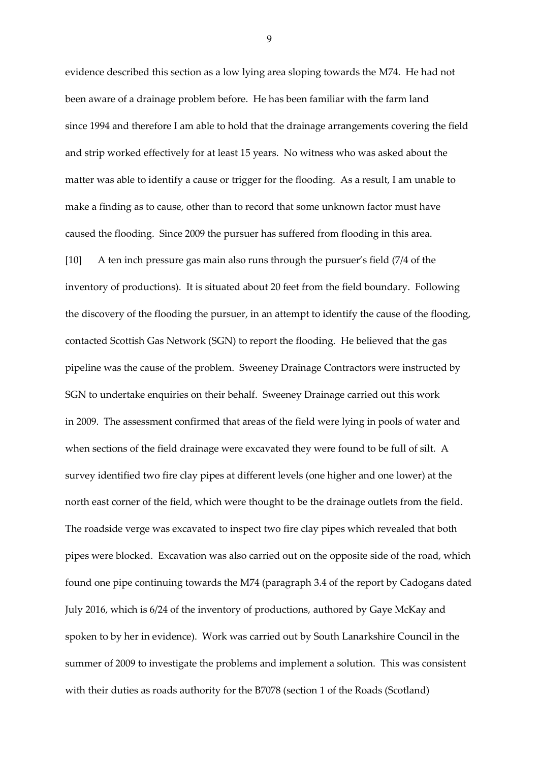evidence described this section as a low lying area sloping towards the M74. He had not been aware of a drainage problem before. He has been familiar with the farm land since 1994 and therefore I am able to hold that the drainage arrangements covering the field and strip worked effectively for at least 15 years. No witness who was asked about the matter was able to identify a cause or trigger for the flooding. As a result, I am unable to make a finding as to cause, other than to record that some unknown factor must have caused the flooding. Since 2009 the pursuer has suffered from flooding in this area.

[10] A ten inch pressure gas main also runs through the pursuer's field (7/4 of the inventory of productions). It is situated about 20 feet from the field boundary. Following the discovery of the flooding the pursuer, in an attempt to identify the cause of the flooding, contacted Scottish Gas Network (SGN) to report the flooding. He believed that the gas pipeline was the cause of the problem. Sweeney Drainage Contractors were instructed by SGN to undertake enquiries on their behalf. Sweeney Drainage carried out this work in 2009. The assessment confirmed that areas of the field were lying in pools of water and when sections of the field drainage were excavated they were found to be full of silt. A survey identified two fire clay pipes at different levels (one higher and one lower) at the north east corner of the field, which were thought to be the drainage outlets from the field. The roadside verge was excavated to inspect two fire clay pipes which revealed that both pipes were blocked. Excavation was also carried out on the opposite side of the road, which found one pipe continuing towards the M74 (paragraph 3.4 of the report by Cadogans dated July 2016, which is 6/24 of the inventory of productions, authored by Gaye McKay and spoken to by her in evidence). Work was carried out by South Lanarkshire Council in the summer of 2009 to investigate the problems and implement a solution. This was consistent with their duties as roads authority for the B7078 (section 1 of the Roads (Scotland)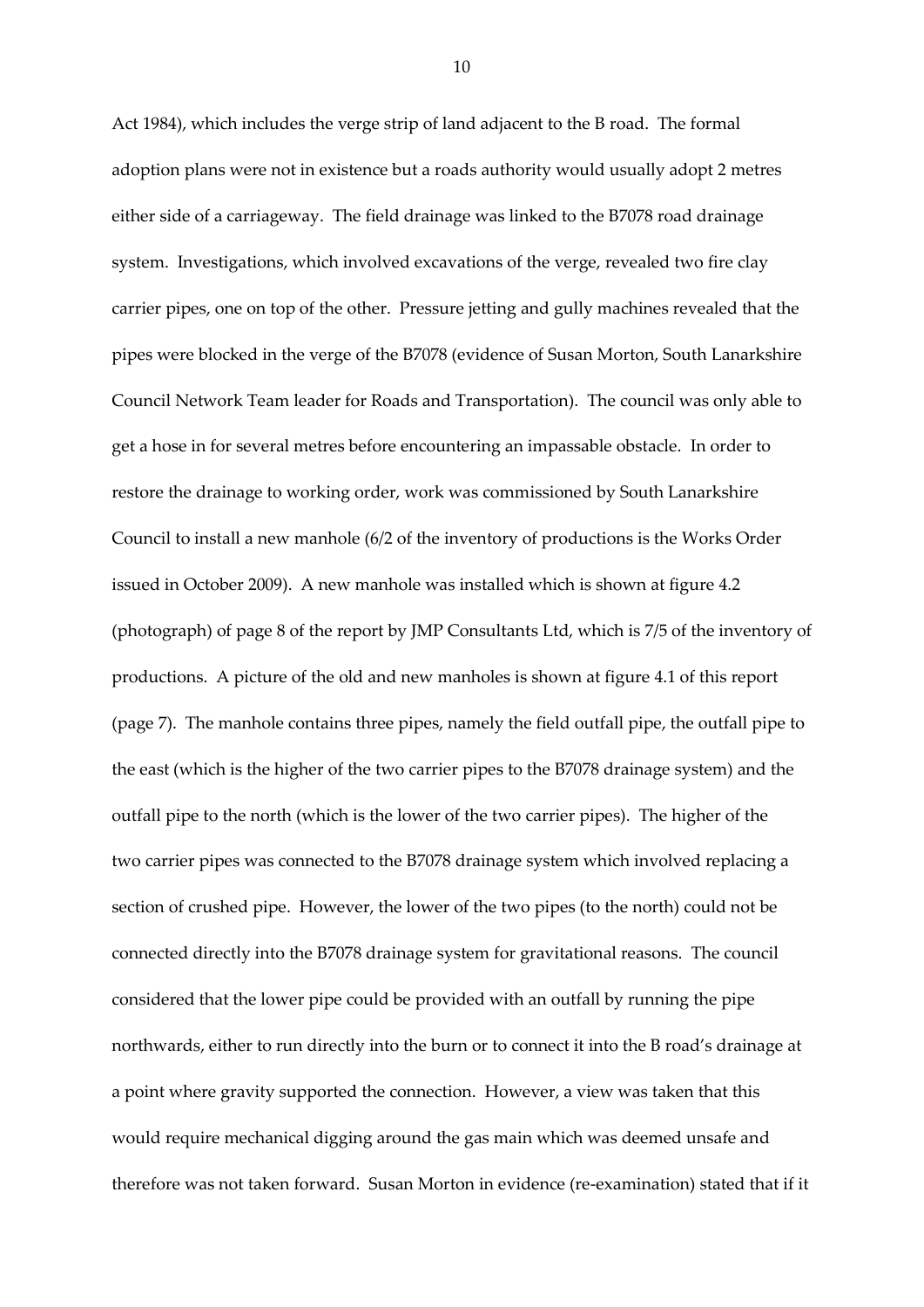Act 1984), which includes the verge strip of land adjacent to the B road. The formal adoption plans were not in existence but a roads authority would usually adopt 2 metres either side of a carriageway. The field drainage was linked to the B7078 road drainage system. Investigations, which involved excavations of the verge, revealed two fire clay carrier pipes, one on top of the other. Pressure jetting and gully machines revealed that the pipes were blocked in the verge of the B7078 (evidence of Susan Morton, South Lanarkshire Council Network Team leader for Roads and Transportation). The council was only able to get a hose in for several metres before encountering an impassable obstacle. In order to restore the drainage to working order, work was commissioned by South Lanarkshire Council to install a new manhole (6/2 of the inventory of productions is the Works Order issued in October 2009). A new manhole was installed which is shown at figure 4.2 (photograph) of page 8 of the report by JMP Consultants Ltd, which is 7/5 of the inventory of productions. A picture of the old and new manholes is shown at figure 4.1 of this report (page 7). The manhole contains three pipes, namely the field outfall pipe, the outfall pipe to the east (which is the higher of the two carrier pipes to the B7078 drainage system) and the outfall pipe to the north (which is the lower of the two carrier pipes). The higher of the two carrier pipes was connected to the B7078 drainage system which involved replacing a section of crushed pipe. However, the lower of the two pipes (to the north) could not be connected directly into the B7078 drainage system for gravitational reasons. The council considered that the lower pipe could be provided with an outfall by running the pipe northwards, either to run directly into the burn or to connect it into the B road's drainage at a point where gravity supported the connection. However, a view was taken that this would require mechanical digging around the gas main which was deemed unsafe and therefore was not taken forward. Susan Morton in evidence (re-examination) stated that if it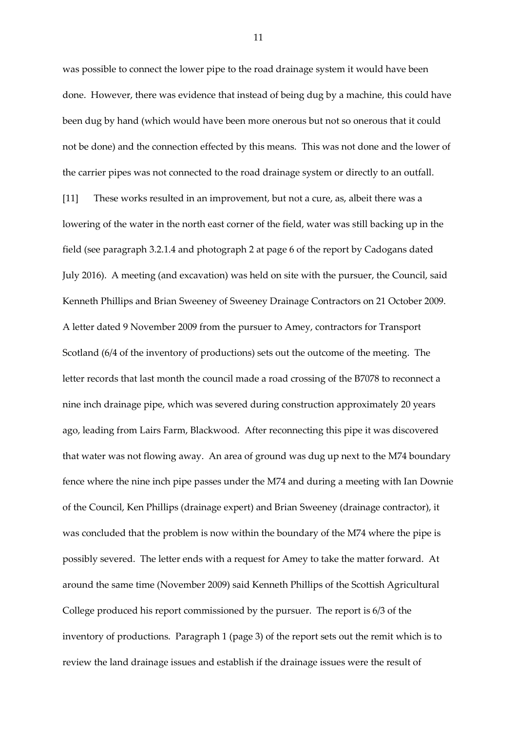was possible to connect the lower pipe to the road drainage system it would have been done. However, there was evidence that instead of being dug by a machine, this could have been dug by hand (which would have been more onerous but not so onerous that it could not be done) and the connection effected by this means. This was not done and the lower of the carrier pipes was not connected to the road drainage system or directly to an outfall.

[11] These works resulted in an improvement, but not a cure, as, albeit there was a lowering of the water in the north east corner of the field, water was still backing up in the field (see paragraph 3.2.1.4 and photograph 2 at page 6 of the report by Cadogans dated July 2016). A meeting (and excavation) was held on site with the pursuer, the Council, said Kenneth Phillips and Brian Sweeney of Sweeney Drainage Contractors on 21 October 2009. A letter dated 9 November 2009 from the pursuer to Amey, contractors for Transport Scotland (6/4 of the inventory of productions) sets out the outcome of the meeting. The letter records that last month the council made a road crossing of the B7078 to reconnect a nine inch drainage pipe, which was severed during construction approximately 20 years ago, leading from Lairs Farm, Blackwood. After reconnecting this pipe it was discovered that water was not flowing away. An area of ground was dug up next to the M74 boundary fence where the nine inch pipe passes under the M74 and during a meeting with Ian Downie of the Council, Ken Phillips (drainage expert) and Brian Sweeney (drainage contractor), it was concluded that the problem is now within the boundary of the M74 where the pipe is possibly severed. The letter ends with a request for Amey to take the matter forward. At around the same time (November 2009) said Kenneth Phillips of the Scottish Agricultural College produced his report commissioned by the pursuer. The report is 6/3 of the inventory of productions. Paragraph 1 (page 3) of the report sets out the remit which is to review the land drainage issues and establish if the drainage issues were the result of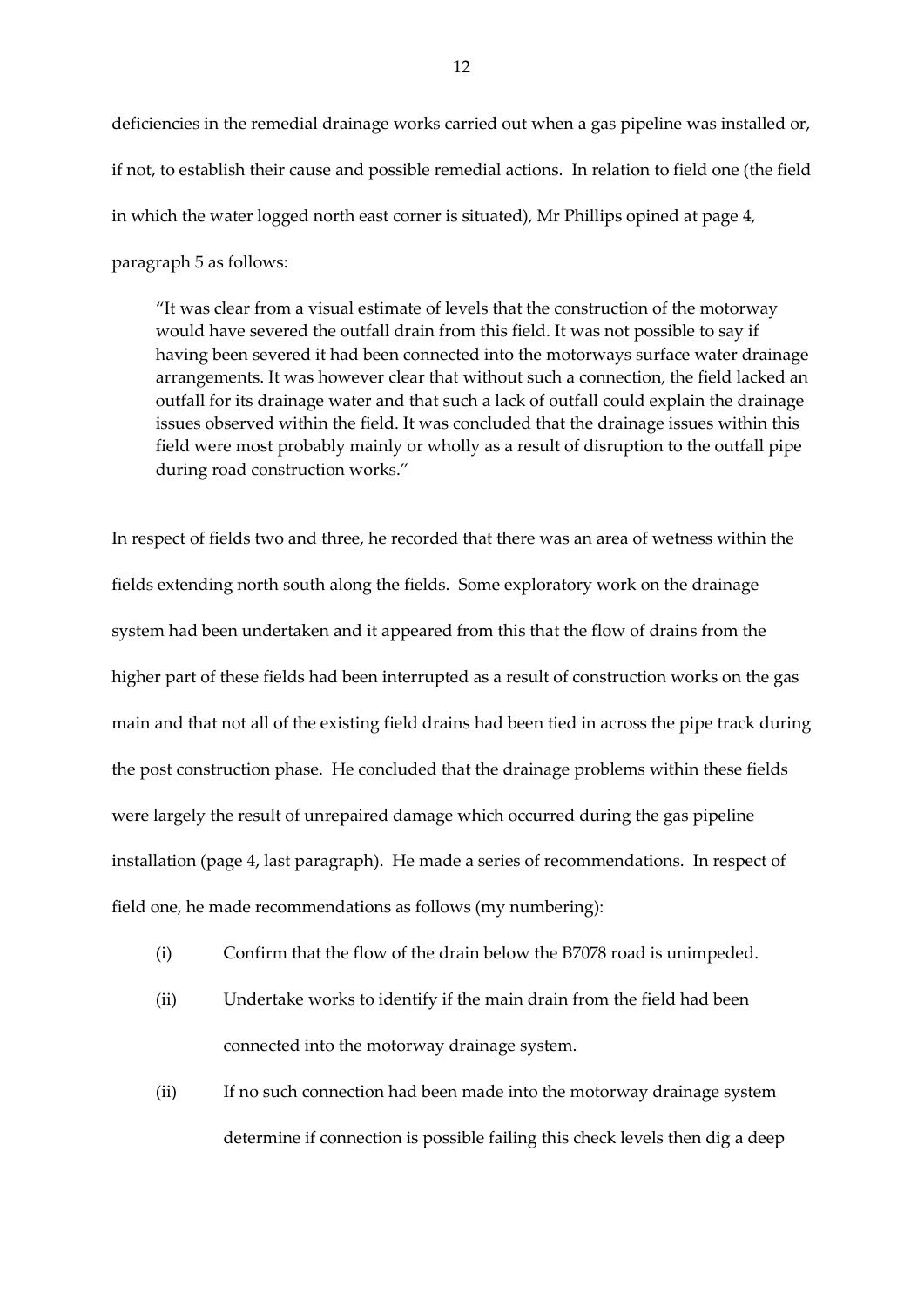deficiencies in the remedial drainage works carried out when a gas pipeline was installed or, if not, to establish their cause and possible remedial actions. In relation to field one (the field in which the water logged north east corner is situated), Mr Phillips opined at page 4, paragraph 5 as follows:

> "It was clear from a visual estimate of levels that the construction of the motorway would have severed the outfall drain from this field. It was not possible to say if having been severed it had been connected into the motorways surface water drainage arrangements. It was however clear that without such a connection, the field lacked an outfall for its drainage water and that such a lack of outfall could explain the drainage issues observed within the field. It was concluded that the drainage issues within this field were most probably mainly or wholly as a result of disruption to the outfall pipe during road construction works."

In respect of fields two and three, he recorded that there was an area of wetness within the fields extending north south along the fields. Some exploratory work on the drainage system had been undertaken and it appeared from this that the flow of drains from the higher part of these fields had been interrupted as a result of construction works on the gas main and that not all of the existing field drains had been tied in across the pipe track during the post construction phase. He concluded that the drainage problems within these fields were largely the result of unrepaired damage which occurred during the gas pipeline installation (page 4, last paragraph). He made a series of recommendations. In respect of field one, he made recommendations as follows (my numbering):

(i) Confirm that the flow of the drain below the B7078 road is unimpeded.

(ii) Undertake works to identify if the main drain from the field had been connected into the motorway drainage system.

(ii) If no such connection had been made into the motorway drainage system determine if connection is possible failing this check levels then dig a deep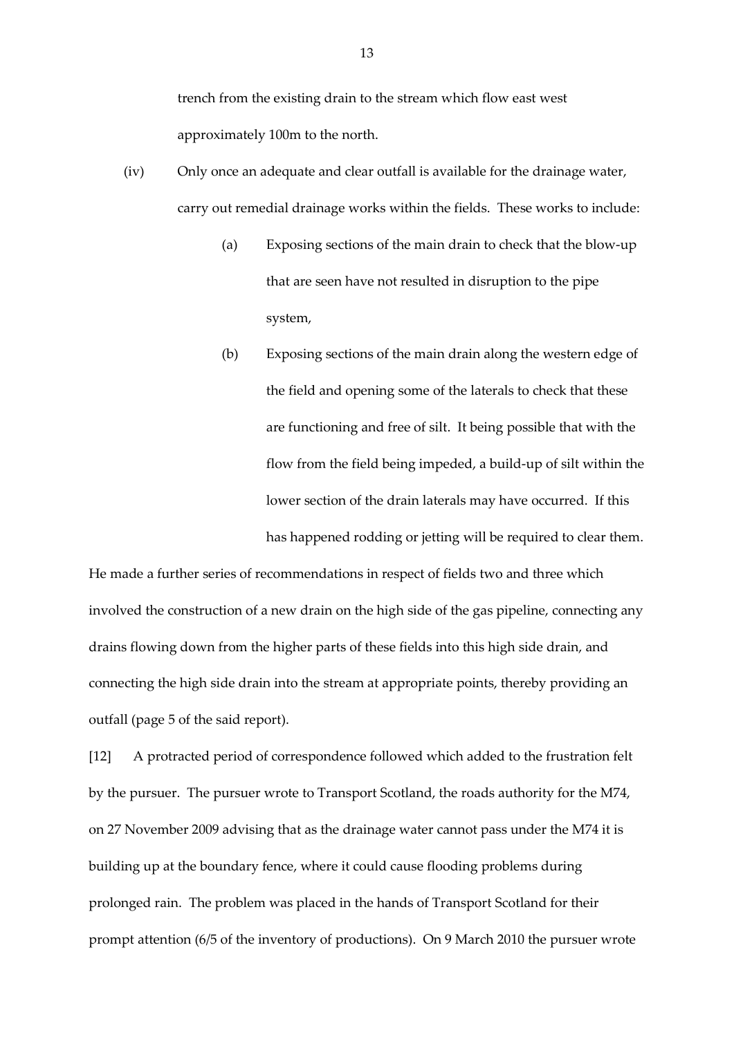trench from the existing drain to the stream which flow east west approximately 100m to the north.

(iv) Only once an adequate and clear outfall is available for the drainage water, carry out remedial drainage works within the fields. These works to include:

 (a) Exposing sections of the main drain to check that the blow-up that are seen have not resulted in disruption to the pipe system,

 (b) Exposing sections of the main drain along the western edge of the field and opening some of the laterals to check that these are functioning and free of silt. It being possible that with the flow from the field being impeded, a build-up of silt within the lower section of the drain laterals may have occurred. If this has happened rodding or jetting will be required to clear them.

He made a further series of recommendations in respect of fields two and three which involved the construction of a new drain on the high side of the gas pipeline, connecting any drains flowing down from the higher parts of these fields into this high side drain, and connecting the high side drain into the stream at appropriate points, thereby providing an outfall (page 5 of the said report).

[12] A protracted period of correspondence followed which added to the frustration felt by the pursuer. The pursuer wrote to Transport Scotland, the roads authority for the M74, on 27 November 2009 advising that as the drainage water cannot pass under the M74 it is building up at the boundary fence, where it could cause flooding problems during prolonged rain. The problem was placed in the hands of Transport Scotland for their prompt attention (6/5 of the inventory of productions). On 9 March 2010 the pursuer wrote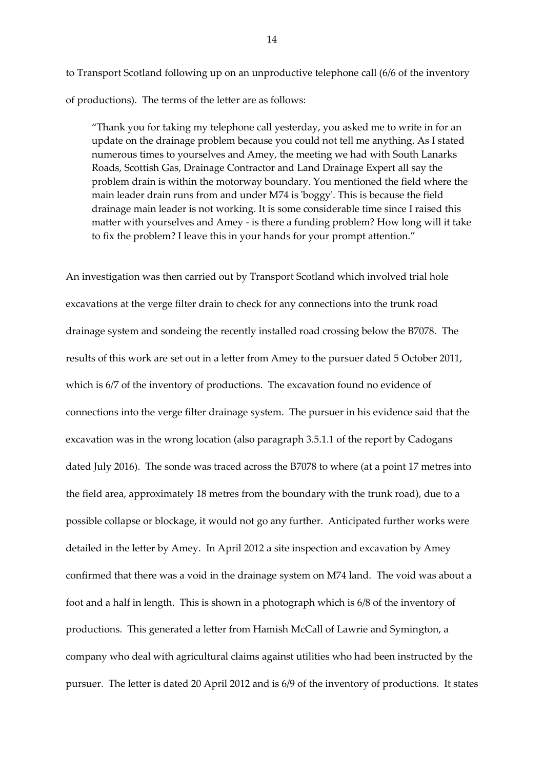to Transport Scotland following up on an unproductive telephone call (6/6 of the inventory of productions). The terms of the letter are as follows:

> "Thank you for taking my telephone call yesterday, you asked me to write in for an update on the drainage problem because you could not tell me anything. As I stated numerous times to yourselves and Amey, the meeting we had with South Lanarks Roads, Scottish Gas, Drainage Contractor and Land Drainage Expert all say the problem drain is within the motorway boundary. You mentioned the field where the main leader drain runs from and under M74 is 'boggy'. This is because the field drainage main leader is not working. It is some considerable time since I raised this matter with yourselves and Amey - is there a funding problem? How long will it take to fix the problem? I leave this in your hands for your prompt attention."

An investigation was then carried out by Transport Scotland which involved trial hole excavations at the verge filter drain to check for any connections into the trunk road drainage system and sondeing the recently installed road crossing below the B7078. The results of this work are set out in a letter from Amey to the pursuer dated 5 October 2011, which is 6/7 of the inventory of productions. The excavation found no evidence of connections into the verge filter drainage system. The pursuer in his evidence said that the excavation was in the wrong location (also paragraph 3.5.1.1 of the report by Cadogans dated July 2016). The sonde was traced across the B7078 to where (at a point 17 metres into the field area, approximately 18 metres from the boundary with the trunk road), due to a possible collapse or blockage, it would not go any further. Anticipated further works were detailed in the letter by Amey. In April 2012 a site inspection and excavation by Amey confirmed that there was a void in the drainage system on M74 land. The void was about a foot and a half in length. This is shown in a photograph which is 6/8 of the inventory of productions. This generated a letter from Hamish McCall of Lawrie and Symington, a company who deal with agricultural claims against utilities who had been instructed by the pursuer. The letter is dated 20 April 2012 and is 6/9 of the inventory of productions. It states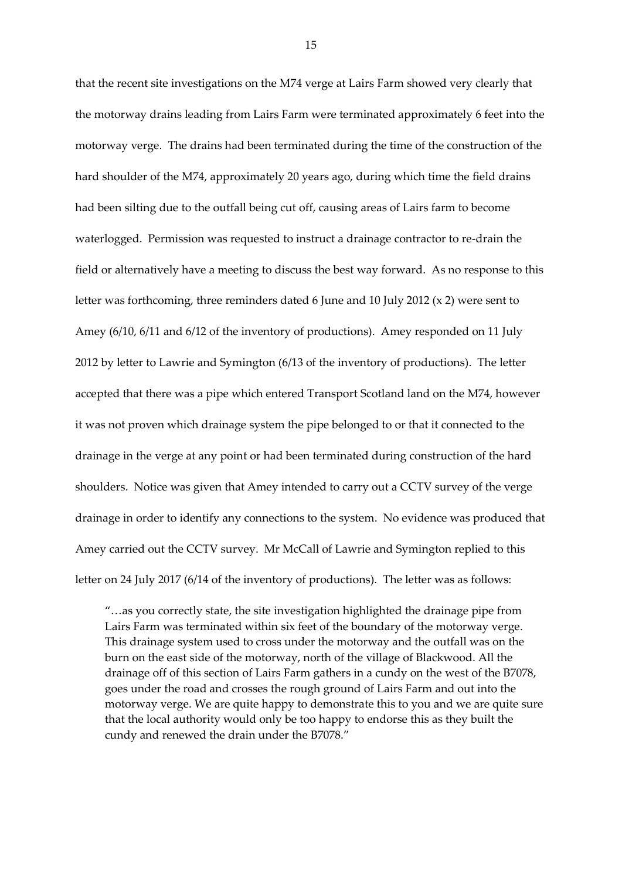that the recent site investigations on the M74 verge at Lairs Farm showed very clearly that the motorway drains leading from Lairs Farm were terminated approximately 6 feet into the motorway verge. The drains had been terminated during the time of the construction of the hard shoulder of the M74, approximately 20 years ago, during which time the field drains had been silting due to the outfall being cut off, causing areas of Lairs farm to become waterlogged. Permission was requested to instruct a drainage contractor to re-drain the field or alternatively have a meeting to discuss the best way forward. As no response to this letter was forthcoming, three reminders dated 6 June and 10 July 2012 (x 2) were sent to Amey (6/10, 6/11 and 6/12 of the inventory of productions). Amey responded on 11 July 2012 by letter to Lawrie and Symington (6/13 of the inventory of productions). The letter accepted that there was a pipe which entered Transport Scotland land on the M74, however it was not proven which drainage system the pipe belonged to or that it connected to the drainage in the verge at any point or had been terminated during construction of the hard shoulders. Notice was given that Amey intended to carry out a CCTV survey of the verge drainage in order to identify any connections to the system. No evidence was produced that Amey carried out the CCTV survey. Mr McCall of Lawrie and Symington replied to this letter on 24 July 2017 (6/14 of the inventory of productions). The letter was as follows:

> "…as you correctly state, the site investigation highlighted the drainage pipe from Lairs Farm was terminated within six feet of the boundary of the motorway verge. This drainage system used to cross under the motorway and the outfall was on the burn on the east side of the motorway, north of the village of Blackwood. All the drainage off of this section of Lairs Farm gathers in a cundy on the west of the B7078, goes under the road and crosses the rough ground of Lairs Farm and out into the motorway verge. We are quite happy to demonstrate this to you and we are quite sure that the local authority would only be too happy to endorse this as they built the cundy and renewed the drain under the B7078."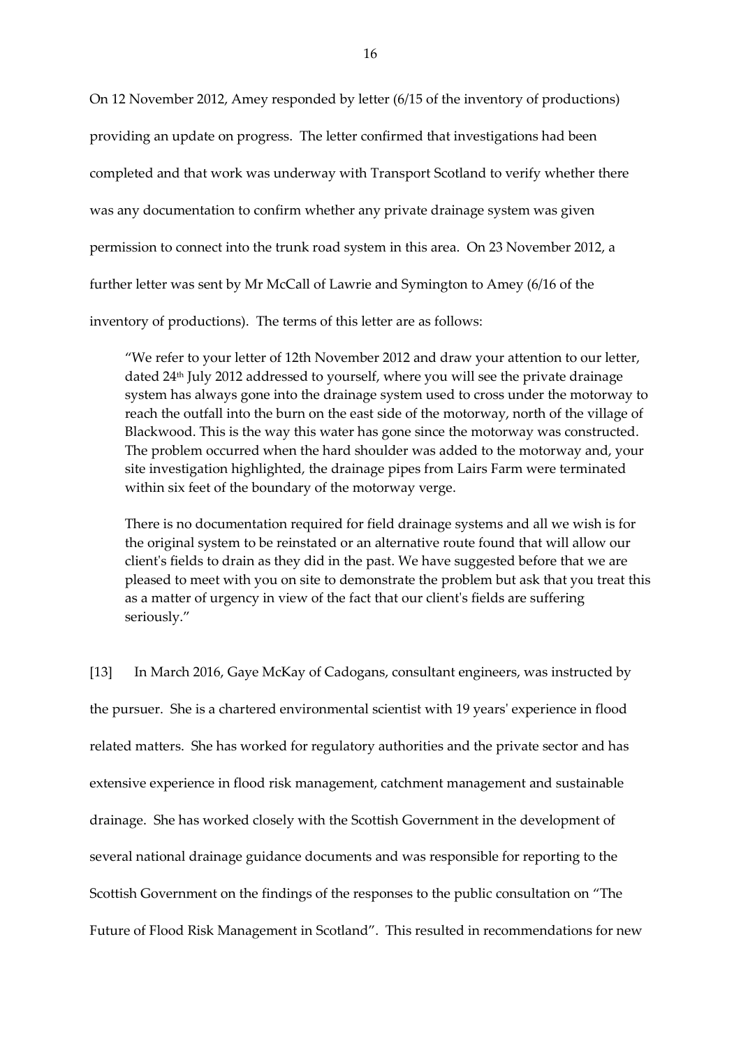On 12 November 2012, Amey responded by letter (6/15 of the inventory of productions) providing an update on progress. The letter confirmed that investigations had been completed and that work was underway with Transport Scotland to verify whether there was any documentation to confirm whether any private drainage system was given permission to connect into the trunk road system in this area. On 23 November 2012, a further letter was sent by Mr McCall of Lawrie and Symington to Amey (6/16 of the inventory of productions). The terms of this letter are as follows:

> "We refer to your letter of 12th November 2012 and draw your attention to our letter, dated 24th July 2012 addressed to yourself, where you will see the private drainage system has always gone into the drainage system used to cross under the motorway to reach the outfall into the burn on the east side of the motorway, north of the village of Blackwood. This is the way this water has gone since the motorway was constructed. The problem occurred when the hard shoulder was added to the motorway and, your site investigation highlighted, the drainage pipes from Lairs Farm were terminated within six feet of the boundary of the motorway verge.
>
> There is no documentation required for field drainage systems and all we wish is for the original system to be reinstated or an alternative route found that will allow our client's fields to drain as they did in the past. We have suggested before that we are pleased to meet with you on site to demonstrate the problem but ask that you treat this as a matter of urgency in view of the fact that our client's fields are suffering seriously."

[13] In March 2016, Gaye McKay of Cadogans, consultant engineers, was instructed by the pursuer. She is a chartered environmental scientist with 19 years' experience in flood related matters. She has worked for regulatory authorities and the private sector and has extensive experience in flood risk management, catchment management and sustainable drainage. She has worked closely with the Scottish Government in the development of several national drainage guidance documents and was responsible for reporting to the Scottish Government on the findings of the responses to the public consultation on "The Future of Flood Risk Management in Scotland". This resulted in recommendations for new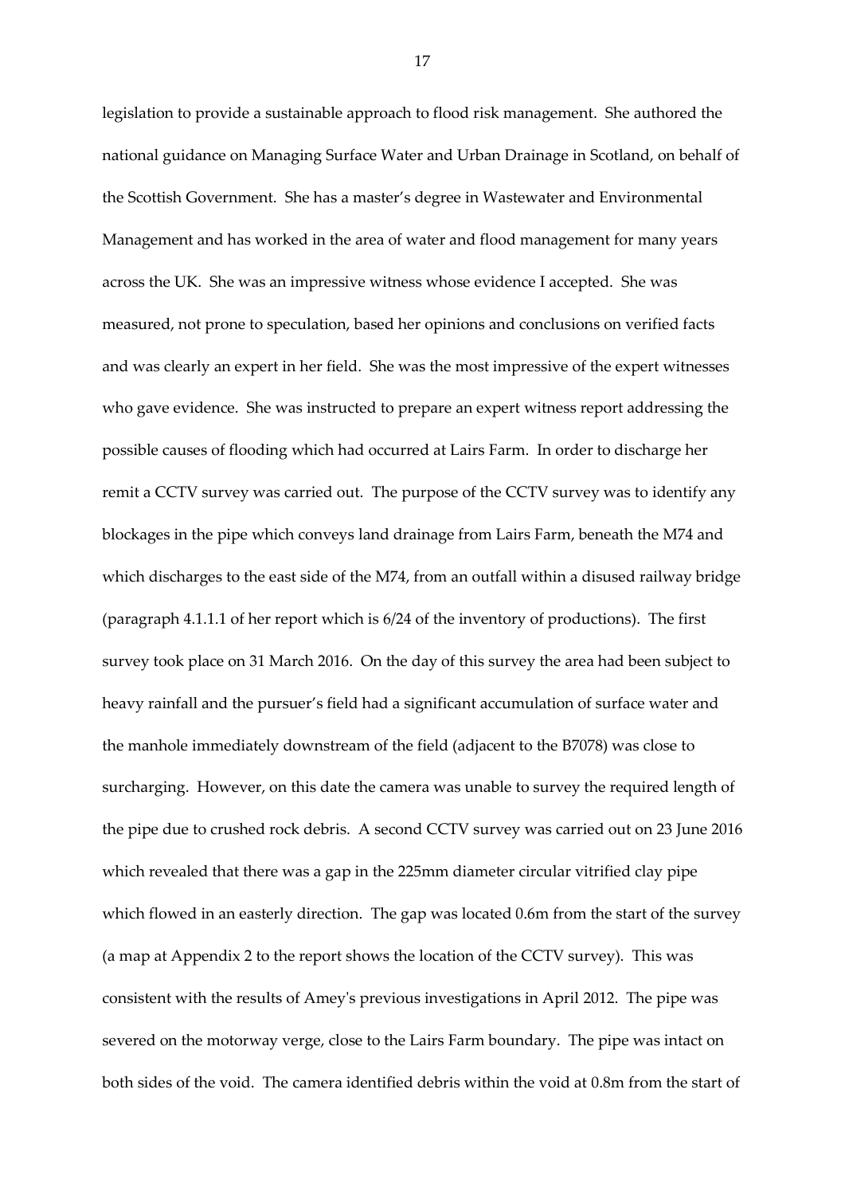legislation to provide a sustainable approach to flood risk management. She authored the national guidance on Managing Surface Water and Urban Drainage in Scotland, on behalf of the Scottish Government. She has a master's degree in Wastewater and Environmental Management and has worked in the area of water and flood management for many years across the UK. She was an impressive witness whose evidence I accepted. She was measured, not prone to speculation, based her opinions and conclusions on verified facts and was clearly an expert in her field. She was the most impressive of the expert witnesses who gave evidence. She was instructed to prepare an expert witness report addressing the possible causes of flooding which had occurred at Lairs Farm. In order to discharge her remit a CCTV survey was carried out. The purpose of the CCTV survey was to identify any blockages in the pipe which conveys land drainage from Lairs Farm, beneath the M74 and which discharges to the east side of the M74, from an outfall within a disused railway bridge (paragraph 4.1.1.1 of her report which is 6/24 of the inventory of productions). The first survey took place on 31 March 2016. On the day of this survey the area had been subject to heavy rainfall and the pursuer's field had a significant accumulation of surface water and the manhole immediately downstream of the field (adjacent to the B7078) was close to surcharging. However, on this date the camera was unable to survey the required length of the pipe due to crushed rock debris. A second CCTV survey was carried out on 23 June 2016 which revealed that there was a gap in the 225mm diameter circular vitrified clay pipe which flowed in an easterly direction. The gap was located 0.6m from the start of the survey (a map at Appendix 2 to the report shows the location of the CCTV survey). This was consistent with the results of Amey's previous investigations in April 2012. The pipe was severed on the motorway verge, close to the Lairs Farm boundary. The pipe was intact on both sides of the void. The camera identified debris within the void at 0.8m from the start of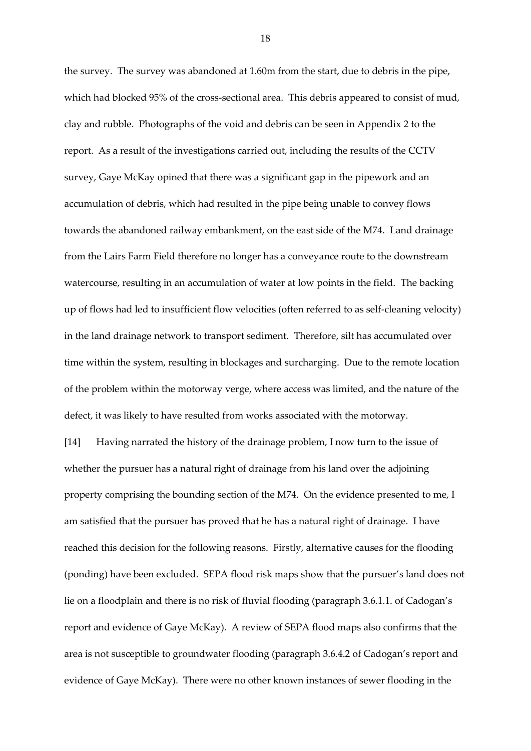the survey. The survey was abandoned at 1.60m from the start, due to debris in the pipe, which had blocked 95% of the cross-sectional area. This debris appeared to consist of mud, clay and rubble. Photographs of the void and debris can be seen in Appendix 2 to the report. As a result of the investigations carried out, including the results of the CCTV survey, Gaye McKay opined that there was a significant gap in the pipework and an accumulation of debris, which had resulted in the pipe being unable to convey flows towards the abandoned railway embankment, on the east side of the M74. Land drainage from the Lairs Farm Field therefore no longer has a conveyance route to the downstream watercourse, resulting in an accumulation of water at low points in the field. The backing up of flows had led to insufficient flow velocities (often referred to as self-cleaning velocity) in the land drainage network to transport sediment. Therefore, silt has accumulated over time within the system, resulting in blockages and surcharging. Due to the remote location of the problem within the motorway verge, where access was limited, and the nature of the defect, it was likely to have resulted from works associated with the motorway.

[14] Having narrated the history of the drainage problem, I now turn to the issue of whether the pursuer has a natural right of drainage from his land over the adjoining property comprising the bounding section of the M74. On the evidence presented to me, I am satisfied that the pursuer has proved that he has a natural right of drainage. I have reached this decision for the following reasons. Firstly, alternative causes for the flooding (ponding) have been excluded. SEPA flood risk maps show that the pursuer's land does not lie on a floodplain and there is no risk of fluvial flooding (paragraph 3.6.1.1. of Cadogan's report and evidence of Gaye McKay). A review of SEPA flood maps also confirms that the area is not susceptible to groundwater flooding (paragraph 3.6.4.2 of Cadogan's report and evidence of Gaye McKay). There were no other known instances of sewer flooding in the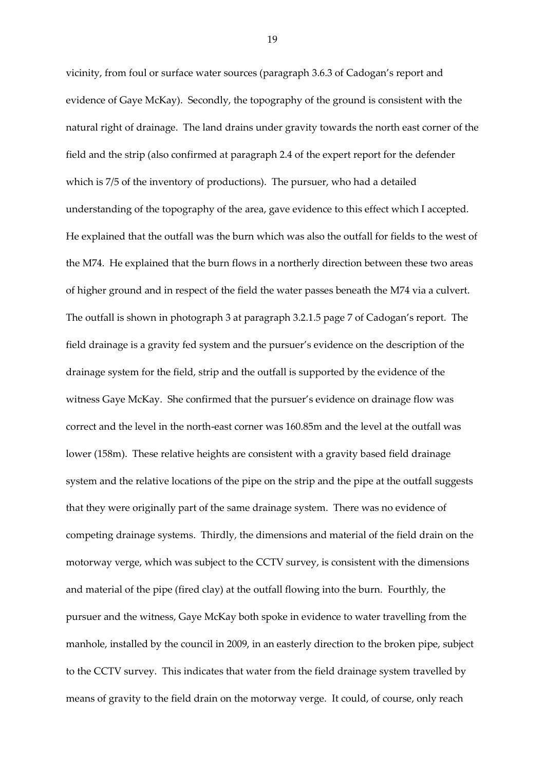vicinity, from foul or surface water sources (paragraph 3.6.3 of Cadogan's report and evidence of Gaye McKay). Secondly, the topography of the ground is consistent with the natural right of drainage. The land drains under gravity towards the north east corner of the field and the strip (also confirmed at paragraph 2.4 of the expert report for the defender which is 7/5 of the inventory of productions). The pursuer, who had a detailed understanding of the topography of the area, gave evidence to this effect which I accepted. He explained that the outfall was the burn which was also the outfall for fields to the west of the M74. He explained that the burn flows in a northerly direction between these two areas of higher ground and in respect of the field the water passes beneath the M74 via a culvert. The outfall is shown in photograph 3 at paragraph 3.2.1.5 page 7 of Cadogan's report. The field drainage is a gravity fed system and the pursuer's evidence on the description of the drainage system for the field, strip and the outfall is supported by the evidence of the witness Gaye McKay. She confirmed that the pursuer's evidence on drainage flow was correct and the level in the north-east corner was 160.85m and the level at the outfall was lower (158m). These relative heights are consistent with a gravity based field drainage system and the relative locations of the pipe on the strip and the pipe at the outfall suggests that they were originally part of the same drainage system. There was no evidence of competing drainage systems. Thirdly, the dimensions and material of the field drain on the motorway verge, which was subject to the CCTV survey, is consistent with the dimensions and material of the pipe (fired clay) at the outfall flowing into the burn. Fourthly, the pursuer and the witness, Gaye McKay both spoke in evidence to water travelling from the manhole, installed by the council in 2009, in an easterly direction to the broken pipe, subject to the CCTV survey. This indicates that water from the field drainage system travelled by means of gravity to the field drain on the motorway verge. It could, of course, only reach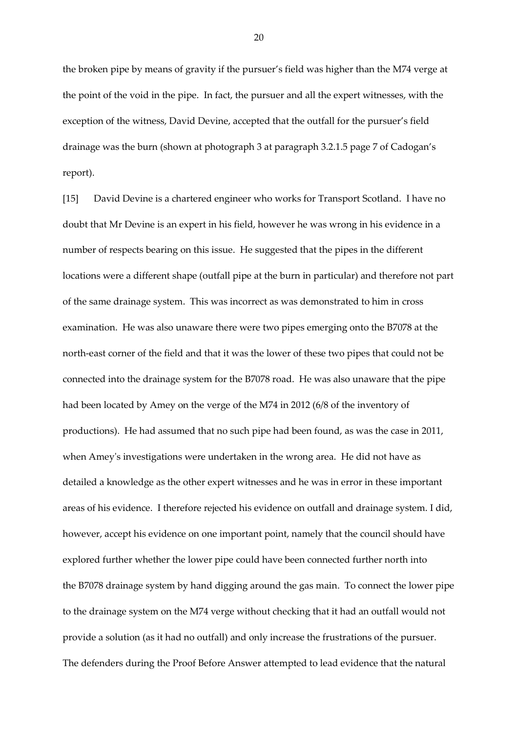the broken pipe by means of gravity if the pursuer's field was higher than the M74 verge at the point of the void in the pipe. In fact, the pursuer and all the expert witnesses, with the exception of the witness, David Devine, accepted that the outfall for the pursuer's field drainage was the burn (shown at photograph 3 at paragraph 3.2.1.5 page 7 of Cadogan's report).

[15] David Devine is a chartered engineer who works for Transport Scotland. I have no doubt that Mr Devine is an expert in his field, however he was wrong in his evidence in a number of respects bearing on this issue. He suggested that the pipes in the different locations were a different shape (outfall pipe at the burn in particular) and therefore not part of the same drainage system. This was incorrect as was demonstrated to him in cross examination. He was also unaware there were two pipes emerging onto the B7078 at the north-east corner of the field and that it was the lower of these two pipes that could not be connected into the drainage system for the B7078 road. He was also unaware that the pipe had been located by Amey on the verge of the M74 in 2012 (6/8 of the inventory of productions). He had assumed that no such pipe had been found, as was the case in 2011, when Amey's investigations were undertaken in the wrong area. He did not have as detailed a knowledge as the other expert witnesses and he was in error in these important areas of his evidence. I therefore rejected his evidence on outfall and drainage system. I did, however, accept his evidence on one important point, namely that the council should have explored further whether the lower pipe could have been connected further north into the B7078 drainage system by hand digging around the gas main. To connect the lower pipe to the drainage system on the M74 verge without checking that it had an outfall would not provide a solution (as it had no outfall) and only increase the frustrations of the pursuer. The defenders during the Proof Before Answer attempted to lead evidence that the natural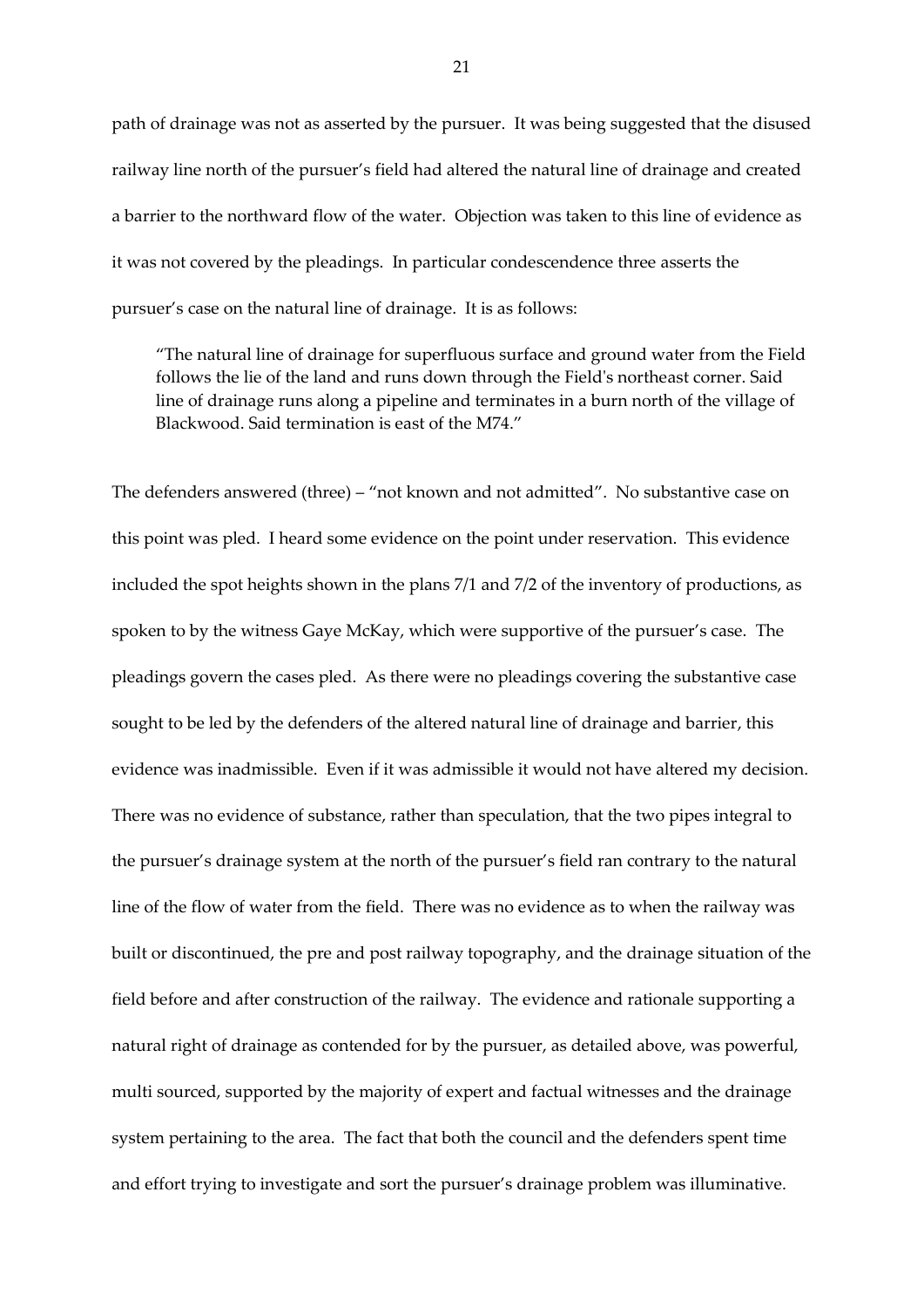path of drainage was not as asserted by the pursuer. It was being suggested that the disused railway line north of the pursuer's field had altered the natural line of drainage and created a barrier to the northward flow of the water. Objection was taken to this line of evidence as it was not covered by the pleadings. In particular condescendence three asserts the pursuer's case on the natural line of drainage. It is as follows:

> "The natural line of drainage for superfluous surface and ground water from the Field follows the lie of the land and runs down through the Field's northeast corner. Said line of drainage runs along a pipeline and terminates in a burn north of the village of Blackwood. Said termination is east of the M74."

The defenders answered (three) – "not known and not admitted". No substantive case on this point was pled. I heard some evidence on the point under reservation. This evidence included the spot heights shown in the plans 7/1 and 7/2 of the inventory of productions, as spoken to by the witness Gaye McKay, which were supportive of the pursuer's case. The pleadings govern the cases pled. As there were no pleadings covering the substantive case sought to be led by the defenders of the altered natural line of drainage and barrier, this evidence was inadmissible. Even if it was admissible it would not have altered my decision. There was no evidence of substance, rather than speculation, that the two pipes integral to the pursuer's drainage system at the north of the pursuer's field ran contrary to the natural line of the flow of water from the field. There was no evidence as to when the railway was built or discontinued, the pre and post railway topography, and the drainage situation of the field before and after construction of the railway. The evidence and rationale supporting a natural right of drainage as contended for by the pursuer, as detailed above, was powerful, multi sourced, supported by the majority of expert and factual witnesses and the drainage system pertaining to the area. The fact that both the council and the defenders spent time and effort trying to investigate and sort the pursuer's drainage problem was illuminative.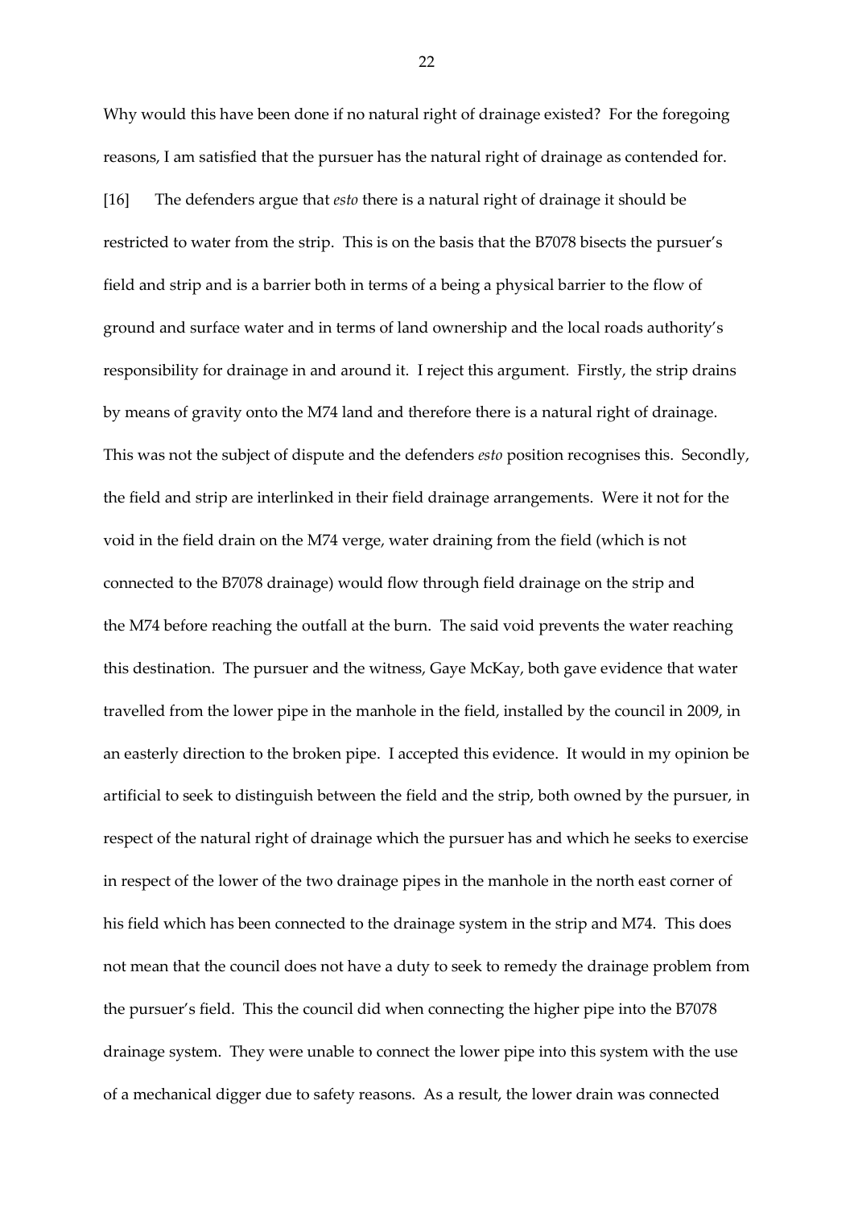Why would this have been done if no natural right of drainage existed? For the foregoing reasons, I am satisfied that the pursuer has the natural right of drainage as contended for.

[16] The defenders argue that *esto* there is a natural right of drainage it should be restricted to water from the strip. This is on the basis that the B7078 bisects the pursuer's field and strip and is a barrier both in terms of a being a physical barrier to the flow of ground and surface water and in terms of land ownership and the local roads authority's responsibility for drainage in and around it. I reject this argument. Firstly, the strip drains by means of gravity onto the M74 land and therefore there is a natural right of drainage. This was not the subject of dispute and the defenders *esto* position recognises this. Secondly, the field and strip are interlinked in their field drainage arrangements. Were it not for the void in the field drain on the M74 verge, water draining from the field (which is not connected to the B7078 drainage) would flow through field drainage on the strip and the M74 before reaching the outfall at the burn. The said void prevents the water reaching this destination. The pursuer and the witness, Gaye McKay, both gave evidence that water travelled from the lower pipe in the manhole in the field, installed by the council in 2009, in an easterly direction to the broken pipe. I accepted this evidence. It would in my opinion be artificial to seek to distinguish between the field and the strip, both owned by the pursuer, in respect of the natural right of drainage which the pursuer has and which he seeks to exercise in respect of the lower of the two drainage pipes in the manhole in the north east corner of his field which has been connected to the drainage system in the strip and M74. This does not mean that the council does not have a duty to seek to remedy the drainage problem from the pursuer's field. This the council did when connecting the higher pipe into the B7078 drainage system. They were unable to connect the lower pipe into this system with the use of a mechanical digger due to safety reasons. As a result, the lower drain was connected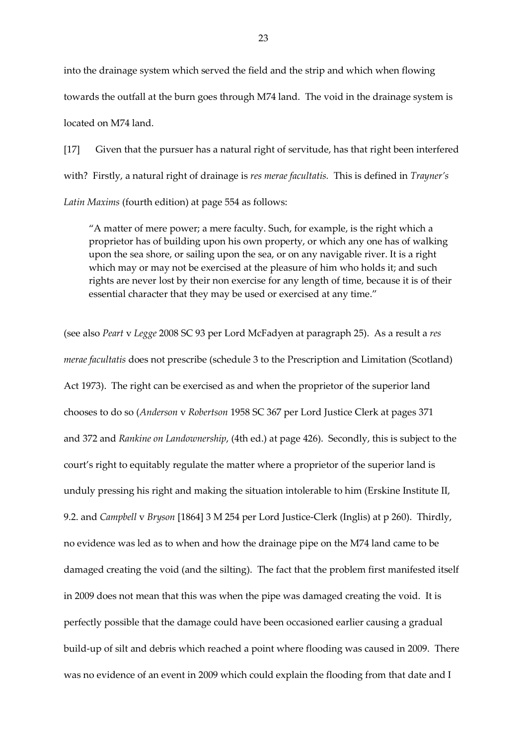into the drainage system which served the field and the strip and which when flowing towards the outfall at the burn goes through M74 land. The void in the drainage system is located on M74 land.

[17] Given that the pursuer has a natural right of servitude, has that right been interfered with? Firstly, a natural right of drainage is *res merae facultatis.* This is defined in *Trayner's Latin Maxims* (fourth edition) at page 554 as follows:

> "A matter of mere power; a mere faculty. Such, for example, is the right which a proprietor has of building upon his own property, or which any one has of walking upon the sea shore, or sailing upon the sea, or on any navigable river. It is a right which may or may not be exercised at the pleasure of him who holds it; and such rights are never lost by their non exercise for any length of time, because it is of their essential character that they may be used or exercised at any time."

(see also *Peart* v *Legge* 2008 SC 93 per Lord McFadyen at paragraph 25). As a result a *res merae facultatis* does not prescribe (schedule 3 to the Prescription and Limitation (Scotland) Act 1973). The right can be exercised as and when the proprietor of the superior land chooses to do so (*Anderson* v *Robertson* 1958 SC 367 per Lord Justice Clerk at pages 371 and 372 and *Rankine on Landownership*, (4th ed.) at page 426). Secondly, this is subject to the court's right to equitably regulate the matter where a proprietor of the superior land is unduly pressing his right and making the situation intolerable to him (Erskine Institute II, 9.2. and *Campbell* v *Bryson* [1864] 3 M 254 per Lord Justice-Clerk (Inglis) at p 260). Thirdly, no evidence was led as to when and how the drainage pipe on the M74 land came to be damaged creating the void (and the silting). The fact that the problem first manifested itself in 2009 does not mean that this was when the pipe was damaged creating the void. It is perfectly possible that the damage could have been occasioned earlier causing a gradual build-up of silt and debris which reached a point where flooding was caused in 2009. There was no evidence of an event in 2009 which could explain the flooding from that date and I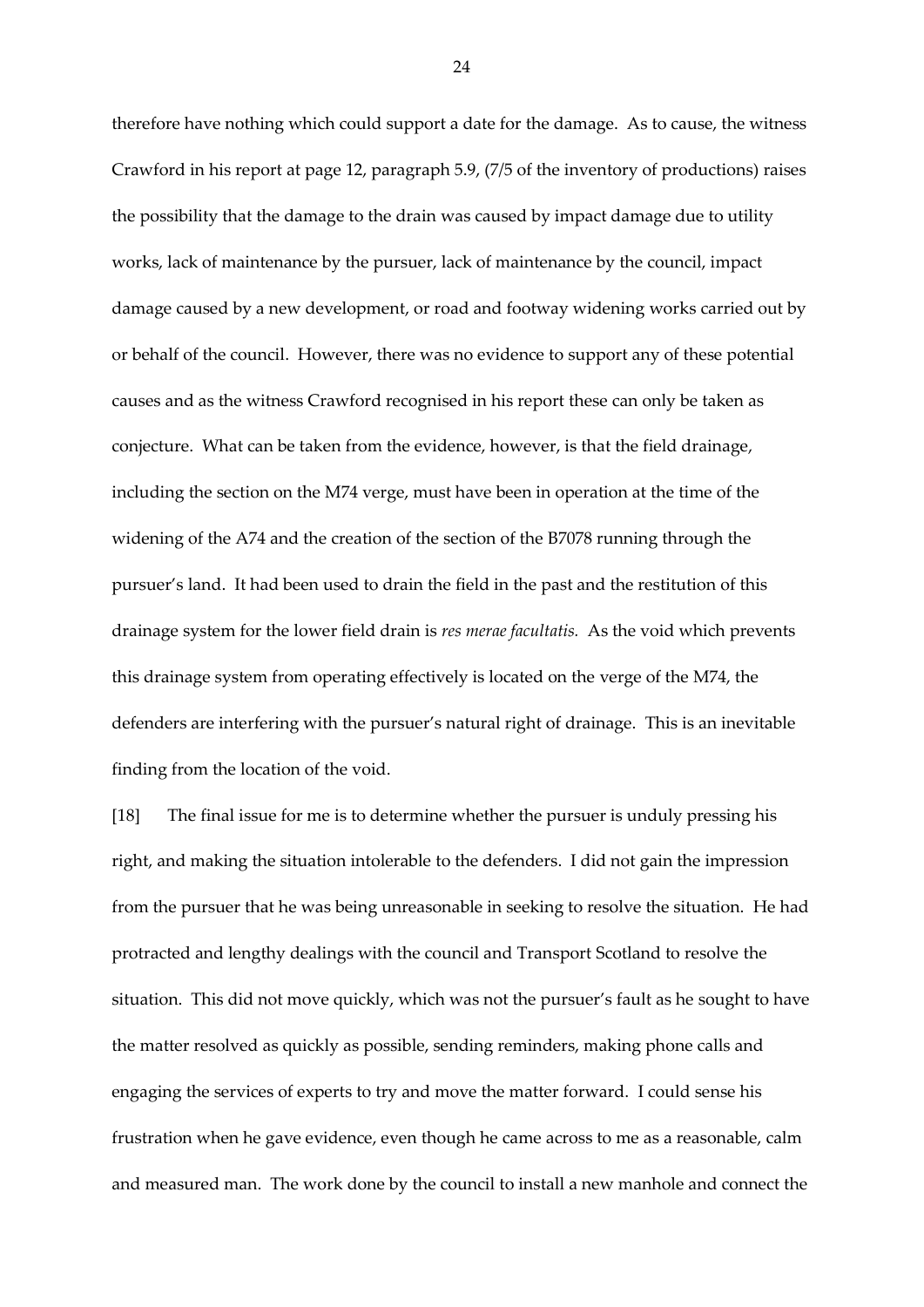therefore have nothing which could support a date for the damage. As to cause, the witness Crawford in his report at page 12, paragraph 5.9, (7/5 of the inventory of productions) raises the possibility that the damage to the drain was caused by impact damage due to utility works, lack of maintenance by the pursuer, lack of maintenance by the council, impact damage caused by a new development, or road and footway widening works carried out by or behalf of the council. However, there was no evidence to support any of these potential causes and as the witness Crawford recognised in his report these can only be taken as conjecture. What can be taken from the evidence, however, is that the field drainage, including the section on the M74 verge, must have been in operation at the time of the widening of the A74 and the creation of the section of the B7078 running through the pursuer's land. It had been used to drain the field in the past and the restitution of this drainage system for the lower field drain is *res merae facultatis.* As the void which prevents this drainage system from operating effectively is located on the verge of the M74, the defenders are interfering with the pursuer's natural right of drainage. This is an inevitable finding from the location of the void.

[18] The final issue for me is to determine whether the pursuer is unduly pressing his right, and making the situation intolerable to the defenders. I did not gain the impression from the pursuer that he was being unreasonable in seeking to resolve the situation. He had protracted and lengthy dealings with the council and Transport Scotland to resolve the situation. This did not move quickly, which was not the pursuer's fault as he sought to have the matter resolved as quickly as possible, sending reminders, making phone calls and engaging the services of experts to try and move the matter forward. I could sense his frustration when he gave evidence, even though he came across to me as a reasonable, calm and measured man. The work done by the council to install a new manhole and connect the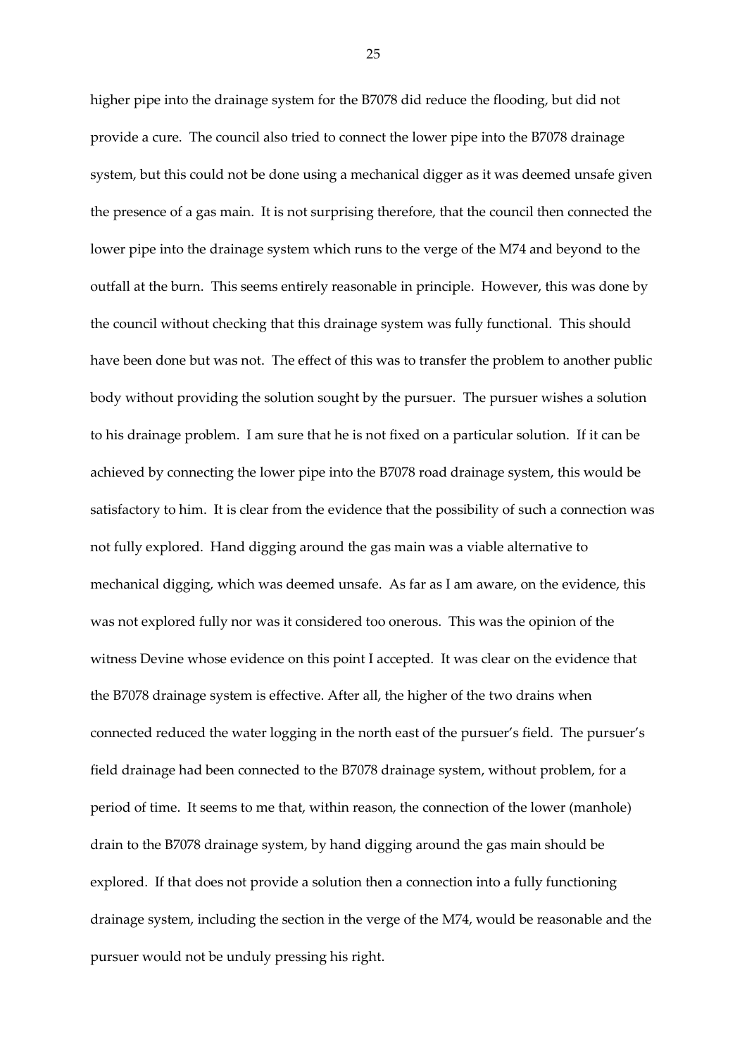higher pipe into the drainage system for the B7078 did reduce the flooding, but did not provide a cure. The council also tried to connect the lower pipe into the B7078 drainage system, but this could not be done using a mechanical digger as it was deemed unsafe given the presence of a gas main. It is not surprising therefore, that the council then connected the lower pipe into the drainage system which runs to the verge of the M74 and beyond to the outfall at the burn. This seems entirely reasonable in principle. However, this was done by the council without checking that this drainage system was fully functional. This should have been done but was not. The effect of this was to transfer the problem to another public body without providing the solution sought by the pursuer. The pursuer wishes a solution to his drainage problem. I am sure that he is not fixed on a particular solution. If it can be achieved by connecting the lower pipe into the B7078 road drainage system, this would be satisfactory to him. It is clear from the evidence that the possibility of such a connection was not fully explored. Hand digging around the gas main was a viable alternative to mechanical digging, which was deemed unsafe. As far as I am aware, on the evidence, this was not explored fully nor was it considered too onerous. This was the opinion of the witness Devine whose evidence on this point I accepted. It was clear on the evidence that the B7078 drainage system is effective. After all, the higher of the two drains when connected reduced the water logging in the north east of the pursuer's field. The pursuer's field drainage had been connected to the B7078 drainage system, without problem, for a period of time. It seems to me that, within reason, the connection of the lower (manhole) drain to the B7078 drainage system, by hand digging around the gas main should be explored. If that does not provide a solution then a connection into a fully functioning drainage system, including the section in the verge of the M74, would be reasonable and the pursuer would not be unduly pressing his right.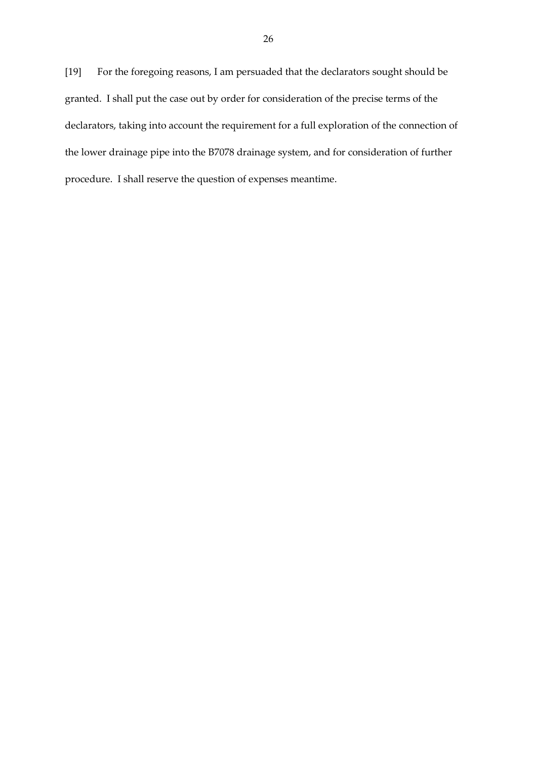[19] For the foregoing reasons, I am persuaded that the declarators sought should be granted. I shall put the case out by order for consideration of the precise terms of the declarators, taking into account the requirement for a full exploration of the connection of the lower drainage pipe into the B7078 drainage system, and for consideration of further procedure. I shall reserve the question of expenses meantime.